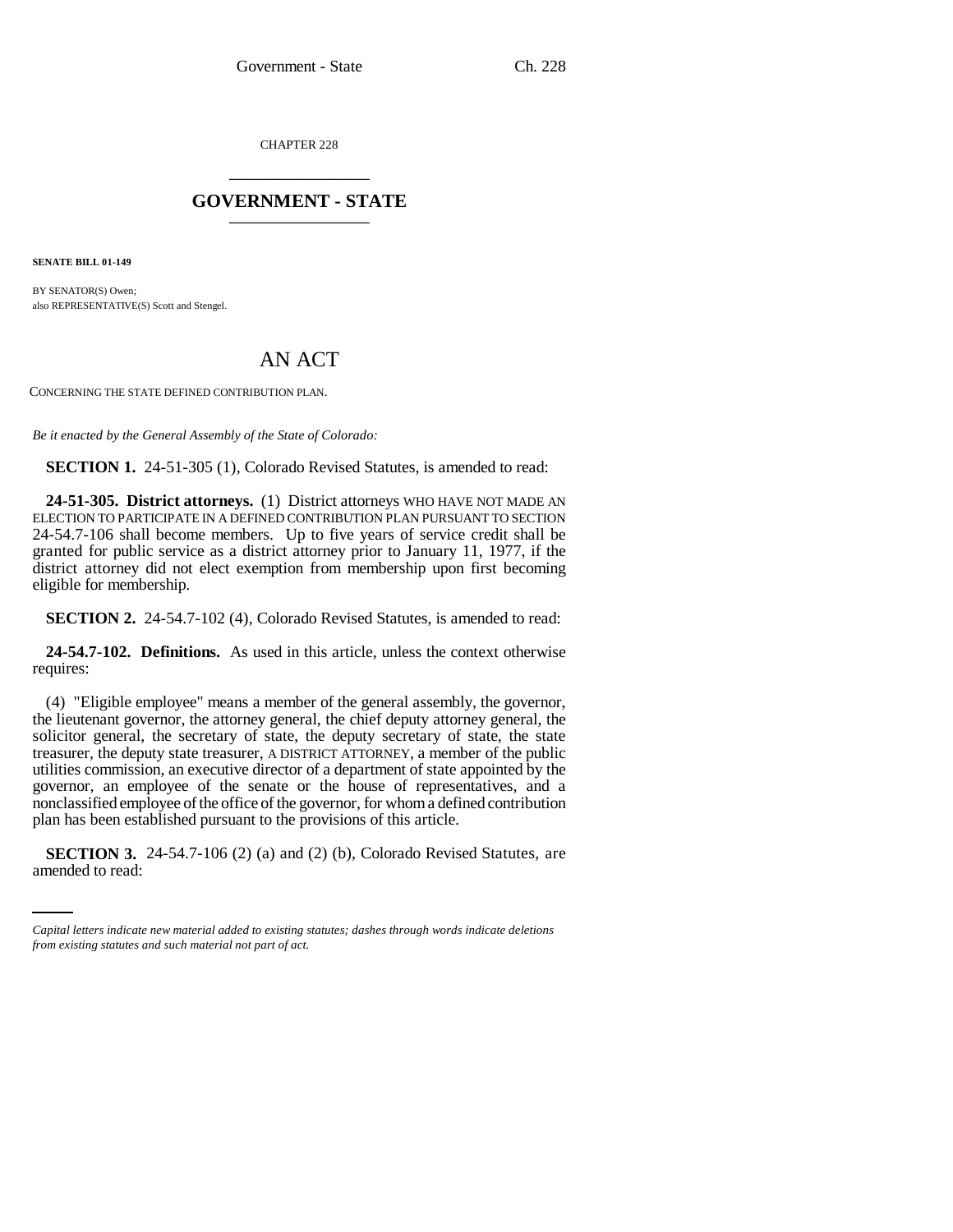CHAPTER 228

## GOVERNMENT - STATE

**SENATE BILL 01-149**

BY SENATOR(S) Owen;
also REPRESENTATIVE(S) Scott and Stengel.

# AN ACT

CONCERNING THE STATE DEFINED CONTRIBUTION PLAN.

*Be it enacted by the General Assembly of the State of Colorado:*

**SECTION 1.** 24-51-305 (1), Colorado Revised Statutes, is amended to read:

**24-51-305. District attorneys.** (1) District attorneys WHO HAVE NOT MADE AN ELECTION TO PARTICIPATE IN A DEFINED CONTRIBUTION PLAN PURSUANT TO SECTION 24-54.7-106 shall become members. Up to five years of service credit shall be granted for public service as a district attorney prior to January 11, 1977, if the district attorney did not elect exemption from membership upon first becoming eligible for membership.

**SECTION 2.** 24-54.7-102 (4), Colorado Revised Statutes, is amended to read:

**24-54.7-102. Definitions.** As used in this article, unless the context otherwise requires:

(4) "Eligible employee" means a member of the general assembly, the governor, the lieutenant governor, the attorney general, the chief deputy attorney general, the solicitor general, the secretary of state, the deputy secretary of state, the state treasurer, the deputy state treasurer, A DISTRICT ATTORNEY, a member of the public utilities commission, an executive director of a department of state appointed by the governor, an employee of the senate or the house of representatives, and a nonclassified employee of the office of the governor, for whom a defined contribution plan has been established pursuant to the provisions of this article.

**SECTION 3.** 24-54.7-106 (2) (a) and (2) (b), Colorado Revised Statutes, are amended to read:

*Capital letters indicate new material added to existing statutes; dashes through words indicate deletions from existing statutes and such material not part of act.*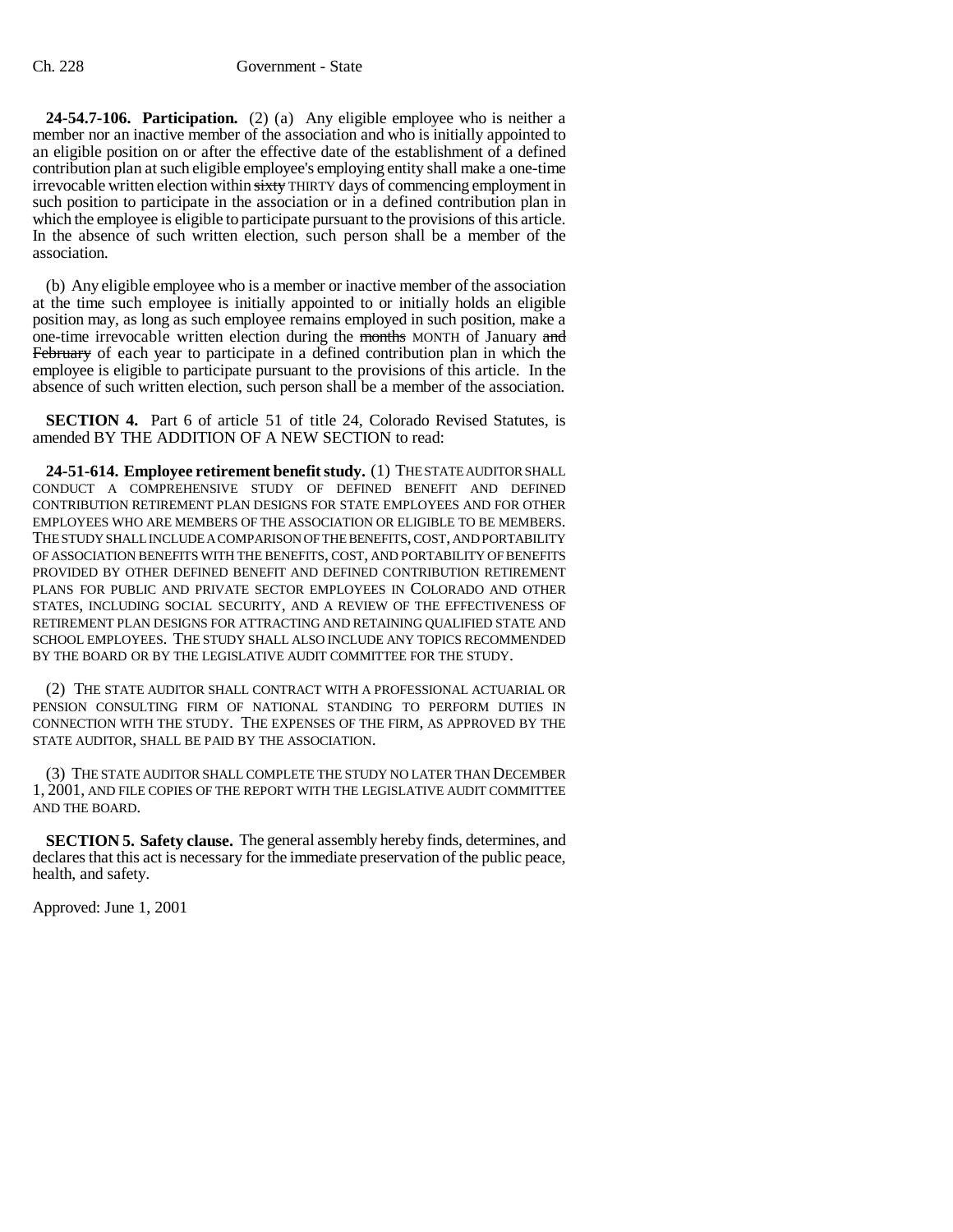**24-54.7-106. Participation.** (2) (a) Any eligible employee who is neither a member nor an inactive member of the association and who is initially appointed to an eligible position on or after the effective date of the establishment of a defined contribution plan at such eligible employee's employing entity shall make a one-time irrevocable written election within ~~sixty~~ THIRTY days of commencing employment in such position to participate in the association or in a defined contribution plan in which the employee is eligible to participate pursuant to the provisions of this article. In the absence of such written election, such person shall be a member of the association.

(b) Any eligible employee who is a member or inactive member of the association at the time such employee is initially appointed to or initially holds an eligible position may, as long as such employee remains employed in such position, make a one-time irrevocable written election during the ~~months~~ MONTH of January ~~and February~~ of each year to participate in a defined contribution plan in which the employee is eligible to participate pursuant to the provisions of this article. In the absence of such written election, such person shall be a member of the association.

**SECTION 4.** Part 6 of article 51 of title 24, Colorado Revised Statutes, is amended BY THE ADDITION OF A NEW SECTION to read:

**24-51-614. Employee retirement benefit study.** (1) THE STATE AUDITOR SHALL CONDUCT A COMPREHENSIVE STUDY OF DEFINED BENEFIT AND DEFINED CONTRIBUTION RETIREMENT PLAN DESIGNS FOR STATE EMPLOYEES AND FOR OTHER EMPLOYEES WHO ARE MEMBERS OF THE ASSOCIATION OR ELIGIBLE TO BE MEMBERS. THE STUDY SHALL INCLUDE A COMPARISON OF THE BENEFITS, COST, AND PORTABILITY OF ASSOCIATION BENEFITS WITH THE BENEFITS, COST, AND PORTABILITY OF BENEFITS PROVIDED BY OTHER DEFINED BENEFIT AND DEFINED CONTRIBUTION RETIREMENT PLANS FOR PUBLIC AND PRIVATE SECTOR EMPLOYEES IN COLORADO AND OTHER STATES, INCLUDING SOCIAL SECURITY, AND A REVIEW OF THE EFFECTIVENESS OF RETIREMENT PLAN DESIGNS FOR ATTRACTING AND RETAINING QUALIFIED STATE AND SCHOOL EMPLOYEES. THE STUDY SHALL ALSO INCLUDE ANY TOPICS RECOMMENDED BY THE BOARD OR BY THE LEGISLATIVE AUDIT COMMITTEE FOR THE STUDY.

(2) THE STATE AUDITOR SHALL CONTRACT WITH A PROFESSIONAL ACTUARIAL OR PENSION CONSULTING FIRM OF NATIONAL STANDING TO PERFORM DUTIES IN CONNECTION WITH THE STUDY. THE EXPENSES OF THE FIRM, AS APPROVED BY THE STATE AUDITOR, SHALL BE PAID BY THE ASSOCIATION.

(3) THE STATE AUDITOR SHALL COMPLETE THE STUDY NO LATER THAN DECEMBER 1, 2001, AND FILE COPIES OF THE REPORT WITH THE LEGISLATIVE AUDIT COMMITTEE AND THE BOARD.

**SECTION 5. Safety clause.** The general assembly hereby finds, determines, and declares that this act is necessary for the immediate preservation of the public peace, health, and safety.

Approved: June 1, 2001